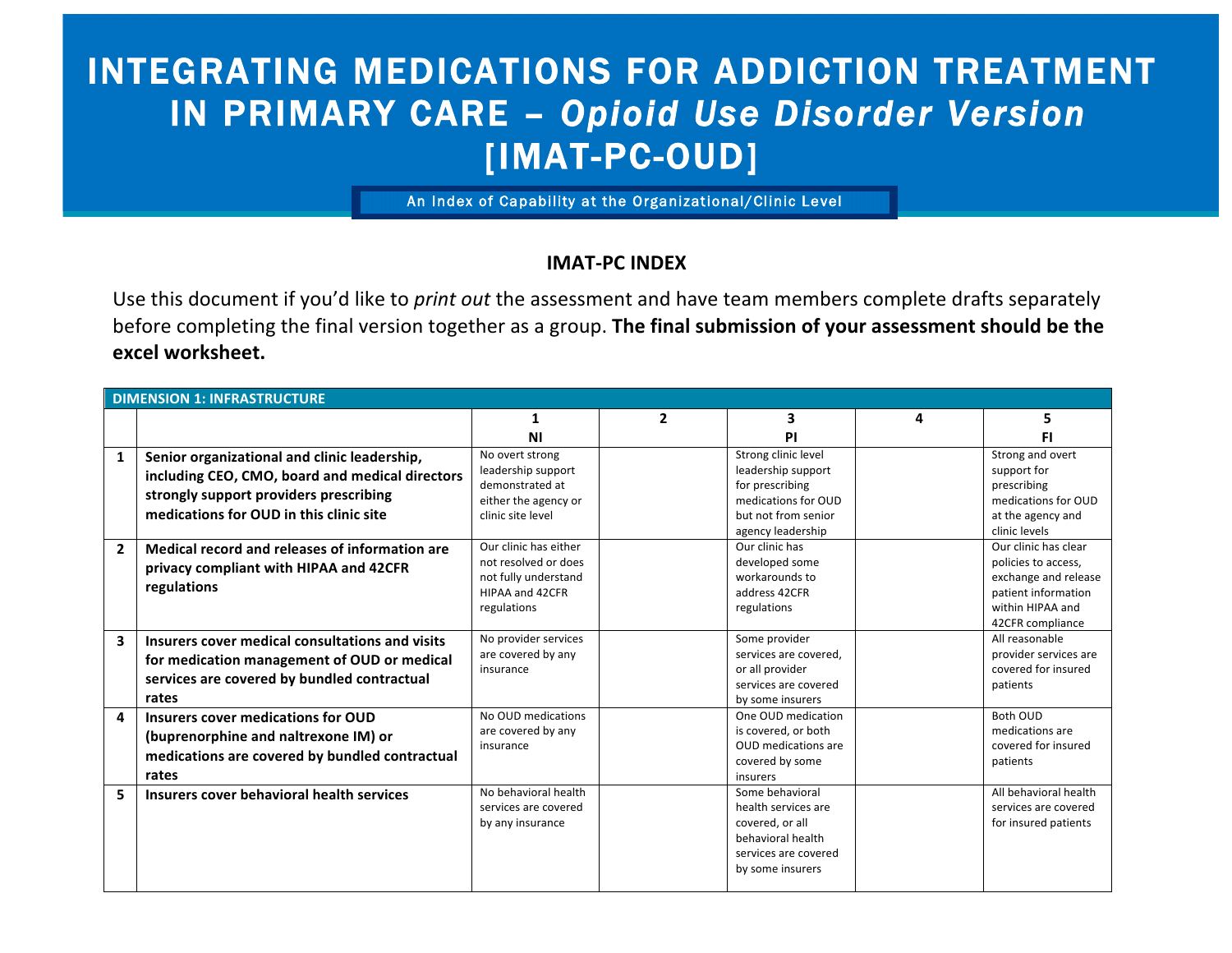# INTEGRATING MEDICATIONS FOR ADDICTION TREATMENT IN PRIMARY CARE – *Opioid Use Disorder Version* [IMAT-PC-OUD]

An Index of Capability at the Organizational/Clinic Level

## IMAT-PC INDEX

Use this document if you'd like to *print out* the assessment and have team members complete drafts separately before completing the final version together as a group. **The final submission of your assessment should be the excel worksheet.**

| **DIMENSION 1: INFRASTRUCTURE** | | | | | | |
|---|---|---|---|---|---|---|
| | | **1**<br>**NI** | **2** | **3**<br>**PI** | **4** | **5**<br>**FI** |
| **1** | **Senior organizational and clinic leadership, including CEO, CMO, board and medical directors strongly support providers prescribing medications for OUD in this clinic site** | No overt strong leadership support demonstrated at either the agency or clinic site level | | Strong clinic level leadership support for prescribing medications for OUD but not from senior agency leadership | | Strong and overt support for prescribing medications for OUD at the agency and clinic levels |
| **2** | **Medical record and releases of information are privacy compliant with HIPAA and 42CFR regulations** | Our clinic has either not resolved or does not fully understand HIPAA and 42CFR regulations | | Our clinic has developed some workarounds to address 42CFR regulations | | Our clinic has clear policies to access, exchange and release patient information within HIPAA and 42CFR compliance |
| **3** | **Insurers cover medical consultations and visits for medication management of OUD or medical services are covered by bundled contractual rates** | No provider services are covered by any insurance | | Some provider services are covered, or all provider services are covered by some insurers | | All reasonable provider services are covered for insured patients |
| **4** | **Insurers cover medications for OUD (buprenorphine and naltrexone IM) or medications are covered by bundled contractual rates** | No OUD medications are covered by any insurance | | One OUD medication is covered, or both OUD medications are covered by some insurers | | Both OUD medications are covered for insured patients |
| **5** | **Insurers cover behavioral health services** | No behavioral health services are covered by any insurance | | Some behavioral health services are covered, or all behavioral health services are covered by some insurers | | All behavioral health services are covered for insured patients |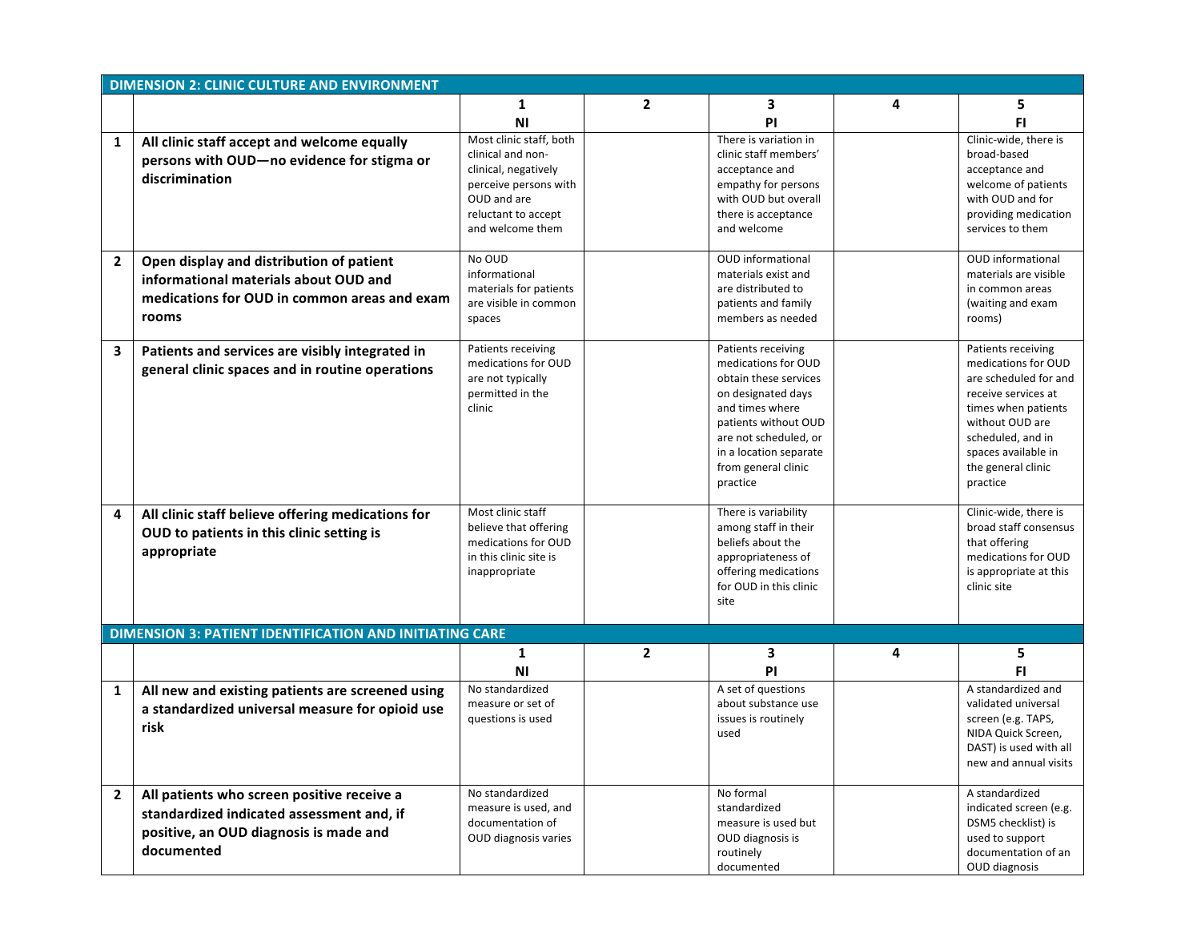| DIMENSION 2: CLINIC CULTURE AND ENVIRONMENT | | | | | | |
|---|---|---|---|---|---|---|
| | | 1<br>NI | 2 | 3<br>PI | 4 | 5<br>FI |
| 1 | **All clinic staff accept and welcome equally persons with OUD—no evidence for stigma or discrimination** | Most clinic staff, both clinical and non-clinical, negatively perceive persons with OUD and are reluctant to accept and welcome them | | There is variation in clinic staff members' acceptance and empathy for persons with OUD but overall there is acceptance and welcome | | Clinic-wide, there is broad-based acceptance and welcome of patients with OUD and for providing medication services to them |
| 2 | **Open display and distribution of patient informational materials about OUD and medications for OUD in common areas and exam rooms** | No OUD informational materials for patients are visible in common spaces | | OUD informational materials exist and are distributed to patients and family members as needed | | OUD informational materials are visible in common areas (waiting and exam rooms) |
| 3 | **Patients and services are visibly integrated in general clinic spaces and in routine operations** | Patients receiving medications for OUD are not typically permitted in the clinic | | Patients receiving medications for OUD obtain these services on designated days and times where patients without OUD are not scheduled, or in a location separate from general clinic practice | | Patients receiving medications for OUD are scheduled for and receive services at times when patients without OUD are scheduled, and in spaces available in the general clinic practice |
| 4 | **All clinic staff believe offering medications for OUD to patients in this clinic setting is appropriate** | Most clinic staff believe that offering medications for OUD in this clinic site is inappropriate | | There is variability among staff in their beliefs about the appropriateness of offering medications for OUD in this clinic site | | Clinic-wide, there is broad staff consensus that offering medications for OUD is appropriate at this clinic site |
| **DIMENSION 3: PATIENT IDENTIFICATION AND INITIATING CARE** | | | | | | |
| | | 1<br>NI | 2 | 3<br>PI | 4 | 5<br>FI |
| 1 | **All new and existing patients are screened using a standardized universal measure for opioid use risk** | No standardized measure or set of questions is used | | A set of questions about substance use issues is routinely used | | A standardized and validated universal screen (e.g. TAPS, NIDA Quick Screen, DAST) is used with all new and annual visits |
| 2 | **All patients who screen positive receive a standardized indicated assessment and, if positive, an OUD diagnosis is made and documented** | No standardized measure is used, and documentation of OUD diagnosis varies | | No formal standardized measure is used but OUD diagnosis is routinely documented | | A standardized indicated screen (e.g. DSM5 checklist) is used to support documentation of an OUD diagnosis |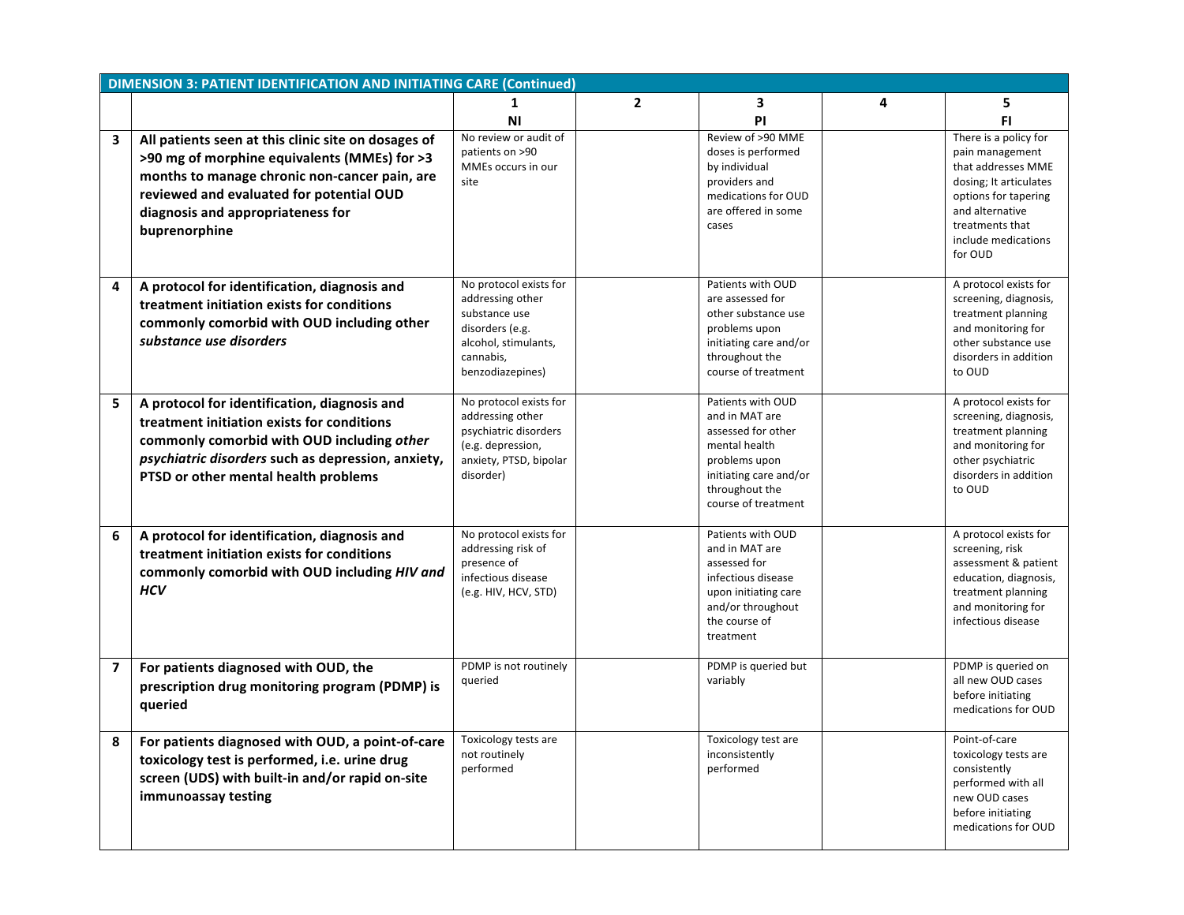| DIMENSION 3: PATIENT IDENTIFICATION AND INITIATING CARE (Continued) | | | | | | |
|---|---|---|---|---|---|---|
| | | **1**<br>**NI** | **2** | **3**<br>**PI** | **4** | **5**<br>**FI** |
| **3** | **All patients seen at this clinic site on dosages of >90 mg of morphine equivalents (MMEs) for >3 months to manage chronic non-cancer pain, are reviewed and evaluated for potential OUD diagnosis and appropriateness for buprenorphine** | No review or audit of patients on >90 MMEs occurs in our site | | Review of >90 MME doses is performed by individual providers and medications for OUD are offered in some cases | | There is a policy for pain management that addresses MME dosing; It articulates options for tapering and alternative treatments that include medications for OUD |
| **4** | **A protocol for identification, diagnosis and treatment initiation exists for conditions commonly comorbid with OUD including other *substance use disorders*** | No protocol exists for addressing other substance use disorders (e.g. alcohol, stimulants, cannabis, benzodiazepines) | | Patients with OUD are assessed for other substance use problems upon initiating care and/or throughout the course of treatment | | A protocol exists for screening, diagnosis, treatment planning and monitoring for other substance use disorders in addition to OUD |
| **5** | **A protocol for identification, diagnosis and treatment initiation exists for conditions commonly comorbid with OUD including *other psychiatric disorders* such as depression, anxiety, PTSD or other mental health problems** | No protocol exists for addressing other psychiatric disorders (e.g. depression, anxiety, PTSD, bipolar disorder) | | Patients with OUD and in MAT are assessed for other mental health problems upon initiating care and/or throughout the course of treatment | | A protocol exists for screening, diagnosis, treatment planning and monitoring for other psychiatric disorders in addition to OUD |
| **6** | **A protocol for identification, diagnosis and treatment initiation exists for conditions commonly comorbid with OUD including *HIV and HCV*** | No protocol exists for addressing risk of presence of infectious disease (e.g. HIV, HCV, STD) | | Patients with OUD and in MAT are assessed for infectious disease upon initiating care and/or throughout the course of treatment | | A protocol exists for screening, risk assessment & patient education, diagnosis, treatment planning and monitoring for infectious disease |
| **7** | **For patients diagnosed with OUD, the prescription drug monitoring program (PDMP) is queried** | PDMP is not routinely queried | | PDMP is queried but variably | | PDMP is queried on all new OUD cases before initiating medications for OUD |
| **8** | **For patients diagnosed with OUD, a point-of-care toxicology test is performed, i.e. urine drug screen (UDS) with built-in and/or rapid on-site immunoassay testing** | Toxicology tests are not routinely performed | | Toxicology test are inconsistently performed | | Point-of-care toxicology tests are consistently performed with all new OUD cases before initiating medications for OUD |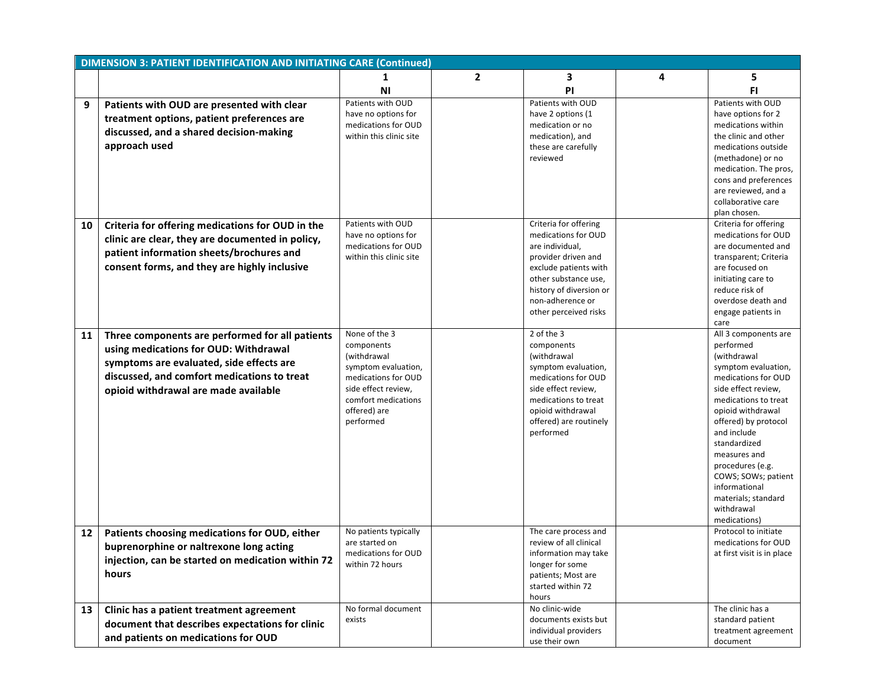| DIMENSION 3: PATIENT IDENTIFICATION AND INITIATING CARE (Continued) | | | | | | |
|---|---|---|---|---|---|---|
| | | **1**<br>**NI** | **2** | **3**<br>**PI** | **4** | **5**<br>**FI** |
| **9** | **Patients with OUD are presented with clear treatment options, patient preferences are discussed, and a shared decision-making approach used** | Patients with OUD have no options for medications for OUD within this clinic site | | Patients with OUD have 2 options (1 medication or no medication), and these are carefully reviewed | | Patients with OUD have options for 2 medications within the clinic and other medications outside (methadone) or no medication. The pros, cons and preferences are reviewed, and a collaborative care plan chosen. |
| **10** | **Criteria for offering medications for OUD in the clinic are clear, they are documented in policy, patient information sheets/brochures and consent forms, and they are highly inclusive** | Patients with OUD have no options for medications for OUD within this clinic site | | Criteria for offering medications for OUD are individual, provider driven and exclude patients with other substance use, history of diversion or non-adherence or other perceived risks | | Criteria for offering medications for OUD are documented and transparent; Criteria are focused on initiating care to reduce risk of overdose death and engage patients in care |
| **11** | **Three components are performed for all patients using medications for OUD: Withdrawal symptoms are evaluated, side effects are discussed, and comfort medications to treat opioid withdrawal are made available** | None of the 3 components (withdrawal symptom evaluation, medications for OUD side effect review, comfort medications offered) are performed | | 2 of the 3 components (withdrawal symptom evaluation, medications for OUD side effect review, medications to treat opioid withdrawal offered) are routinely performed | | All 3 components are performed (withdrawal symptom evaluation, medications for OUD side effect review, medications to treat opioid withdrawal offered) by protocol and include standardized measures and procedures (e.g. COWS; SOWs; patient informational materials; standard withdrawal medications) |
| **12** | **Patients choosing medications for OUD, either buprenorphine or naltrexone long acting injection, can be started on medication within 72 hours** | No patients typically are started on medications for OUD within 72 hours | | The care process and review of all clinical information may take longer for some patients; Most are started within 72 hours | | Protocol to initiate medications for OUD at first visit is in place |
| **13** | **Clinic has a patient treatment agreement document that describes expectations for clinic and patients on medications for OUD** | No formal document exists | | No clinic-wide documents exists but individual providers use their own | | The clinic has a standard patient treatment agreement document |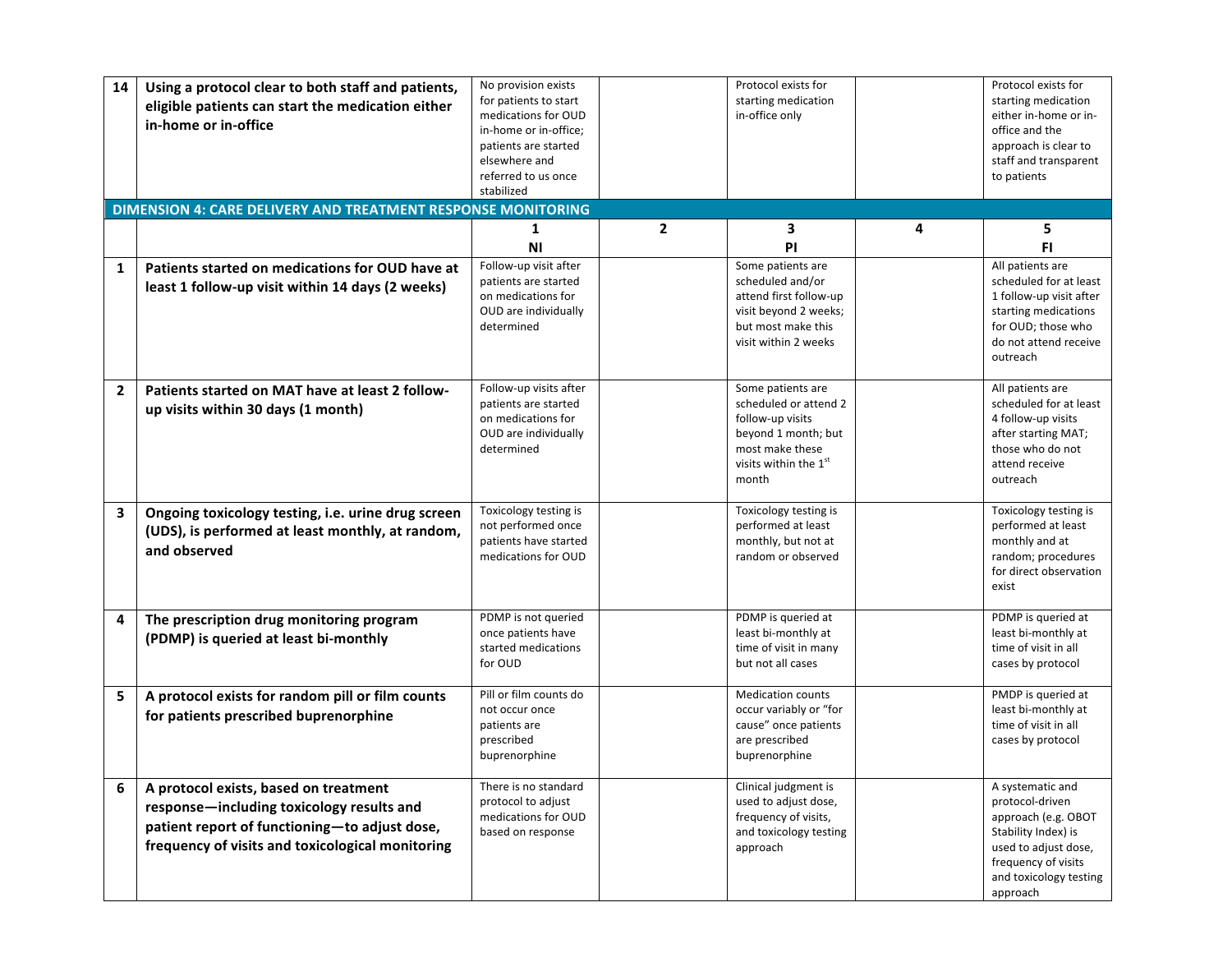| | | | | | | |
|---|---|---|---|---|---|---|
| 14 | **Using a protocol clear to both staff and patients, eligible patients can start the medication either in-home or in-office** | No provision exists for patients to start medications for OUD in-home or in-office; patients are started elsewhere and referred to us once stabilized | | Protocol exists for starting medication in-office only | | Protocol exists for starting medication either in-home or in-office and the approach is clear to staff and transparent to patients |
| **DIMENSION 4: CARE DELIVERY AND TREATMENT RESPONSE MONITORING** | | | | | | |
| | | **1 NI** | **2** | **3 PI** | **4** | **5 FI** |
| 1 | **Patients started on medications for OUD have at least 1 follow-up visit within 14 days (2 weeks)** | Follow-up visit after patients are started on medications for OUD are individually determined | | Some patients are scheduled and/or attend first follow-up visit beyond 2 weeks; but most make this visit within 2 weeks | | All patients are scheduled for at least 1 follow-up visit after starting medications for OUD; those who do not attend receive outreach |
| 2 | **Patients started on MAT have at least 2 follow-up visits within 30 days (1 month)** | Follow-up visits after patients are started on medications for OUD are individually determined | | Some patients are scheduled or attend 2 follow-up visits beyond 1 month; but most make these visits within the 1st month | | All patients are scheduled for at least 4 follow-up visits after starting MAT; those who do not attend receive outreach |
| 3 | **Ongoing toxicology testing, i.e. urine drug screen (UDS), is performed at least monthly, at random, and observed** | Toxicology testing is not performed once patients have started medications for OUD | | Toxicology testing is performed at least monthly, but not at random or observed | | Toxicology testing is performed at least monthly and at random; procedures for direct observation exist |
| 4 | **The prescription drug monitoring program (PDMP) is queried at least bi-monthly** | PDMP is not queried once patients have started medications for OUD | | PDMP is queried at least bi-monthly at time of visit in many but not all cases | | PDMP is queried at least bi-monthly at time of visit in all cases by protocol |
| 5 | **A protocol exists for random pill or film counts for patients prescribed buprenorphine** | Pill or film counts do not occur once patients are prescribed buprenorphine | | Medication counts occur variably or "for cause" once patients are prescribed buprenorphine | | PMDP is queried at least bi-monthly at time of visit in all cases by protocol |
| 6 | **A protocol exists, based on treatment response—including toxicology results and patient report of functioning—to adjust dose, frequency of visits and toxicological monitoring** | There is no standard protocol to adjust medications for OUD based on response | | Clinical judgment is used to adjust dose, frequency of visits, and toxicology testing approach | | A systematic and protocol-driven approach (e.g. OBOT Stability Index) is used to adjust dose, frequency of visits and toxicology testing approach |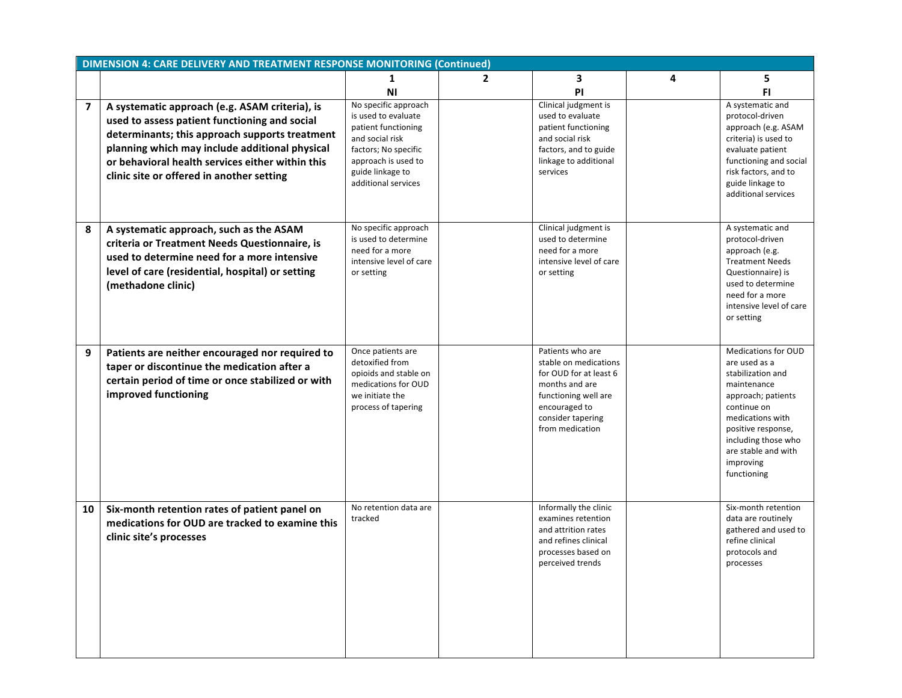| DIMENSION 4: CARE DELIVERY AND TREATMENT RESPONSE MONITORING (Continued) | | | | | | |
|---|---|---|---|---|---|---|
| | | 1<br>NI | 2 | 3<br>PI | 4 | 5<br>FI |
| 7 | **A systematic approach (e.g. ASAM criteria), is used to assess patient functioning and social determinants; this approach supports treatment planning which may include additional physical or behavioral health services either within this clinic site or offered in another setting** | No specific approach is used to evaluate patient functioning and social risk factors; No specific approach is used to guide linkage to additional services | | Clinical judgment is used to evaluate patient functioning and social risk factors, and to guide linkage to additional services | | A systematic and protocol-driven approach (e.g. ASAM criteria) is used to evaluate patient functioning and social risk factors, and to guide linkage to additional services |
| 8 | **A systematic approach, such as the ASAM criteria or Treatment Needs Questionnaire, is used to determine need for a more intensive level of care (residential, hospital) or setting (methadone clinic)** | No specific approach is used to determine need for a more intensive level of care or setting | | Clinical judgment is used to determine need for a more intensive level of care or setting | | A systematic and protocol-driven approach (e.g. Treatment Needs Questionnaire) is used to determine need for a more intensive level of care or setting |
| 9 | **Patients are neither encouraged nor required to taper or discontinue the medication after a certain period of time or once stabilized or with improved functioning** | Once patients are detoxified from opioids and stable on medications for OUD we initiate the process of tapering | | Patients who are stable on medications for OUD for at least 6 months and are functioning well are encouraged to consider tapering from medication | | Medications for OUD are used as a stabilization and maintenance approach; patients continue on medications with positive response, including those who are stable and with improving functioning |
| 10 | **Six-month retention rates of patient panel on medications for OUD are tracked to examine this clinic site's processes** | No retention data are tracked | | Informally the clinic examines retention and attrition rates and refines clinical processes based on perceived trends | | Six-month retention data are routinely gathered and used to refine clinical protocols and processes |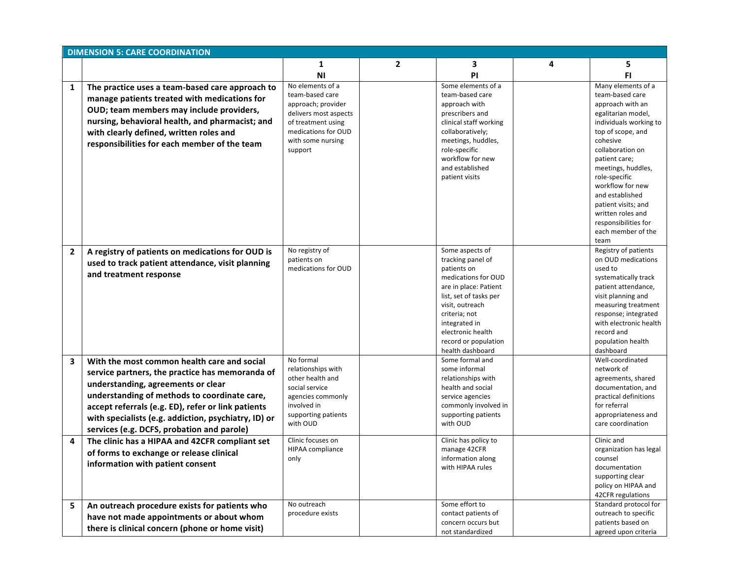| DIMENSION 5: CARE COORDINATION | | | | | | |
|---|---|---|---|---|---|---|
| | | **1**<br>**NI** | **2** | **3**<br>**PI** | **4** | **5**<br>**FI** |
| **1** | **The practice uses a team-based care approach to manage patients treated with medications for OUD; team members may include providers, nursing, behavioral health, and pharmacist; and with clearly defined, written roles and responsibilities for each member of the team** | No elements of a team-based care approach; provider delivers most aspects of treatment using medications for OUD with some nursing support | | Some elements of a team-based care approach with prescribers and clinical staff working collaboratively; meetings, huddles, role-specific workflow for new and established patient visits | | Many elements of a team-based care approach with an egalitarian model, individuals working to top of scope, and cohesive collaboration on patient care; meetings, huddles, role-specific workflow for new and established patient visits; and written roles and responsibilities for each member of the team |
| **2** | **A registry of patients on medications for OUD is used to track patient attendance, visit planning and treatment response** | No registry of patients on medications for OUD | | Some aspects of tracking panel of patients on medications for OUD are in place: Patient list, set of tasks per visit, outreach criteria; not integrated in electronic health record or population health dashboard | | Registry of patients on OUD medications used to systematically track patient attendance, visit planning and measuring treatment response; integrated with electronic health record and population health dashboard |
| **3** | **With the most common health care and social service partners, the practice has memoranda of understanding, agreements or clear understanding of methods to coordinate care, accept referrals (e.g. ED), refer or link patients with specialists (e.g. addiction, psychiatry, ID) or services (e.g. DCFS, probation and parole)** | No formal relationships with other health and social service agencies commonly involved in supporting patients with OUD | | Some formal and some informal relationships with health and social service agencies commonly involved in supporting patients with OUD | | Well-coordinated network of agreements, shared documentation, and practical definitions for referral appropriateness and care coordination |
| **4** | **The clinic has a HIPAA and 42CFR compliant set of forms to exchange or release clinical information with patient consent** | Clinic focuses on HIPAA compliance only | | Clinic has policy to manage 42CFR information along with HIPAA rules | | Clinic and organization has legal counsel documentation supporting clear policy on HIPAA and 42CFR regulations |
| **5** | **An outreach procedure exists for patients who have not made appointments or about whom there is clinical concern (phone or home visit)** | No outreach procedure exists | | Some effort to contact patients of concern occurs but not standardized | | Standard protocol for outreach to specific patients based on agreed upon criteria |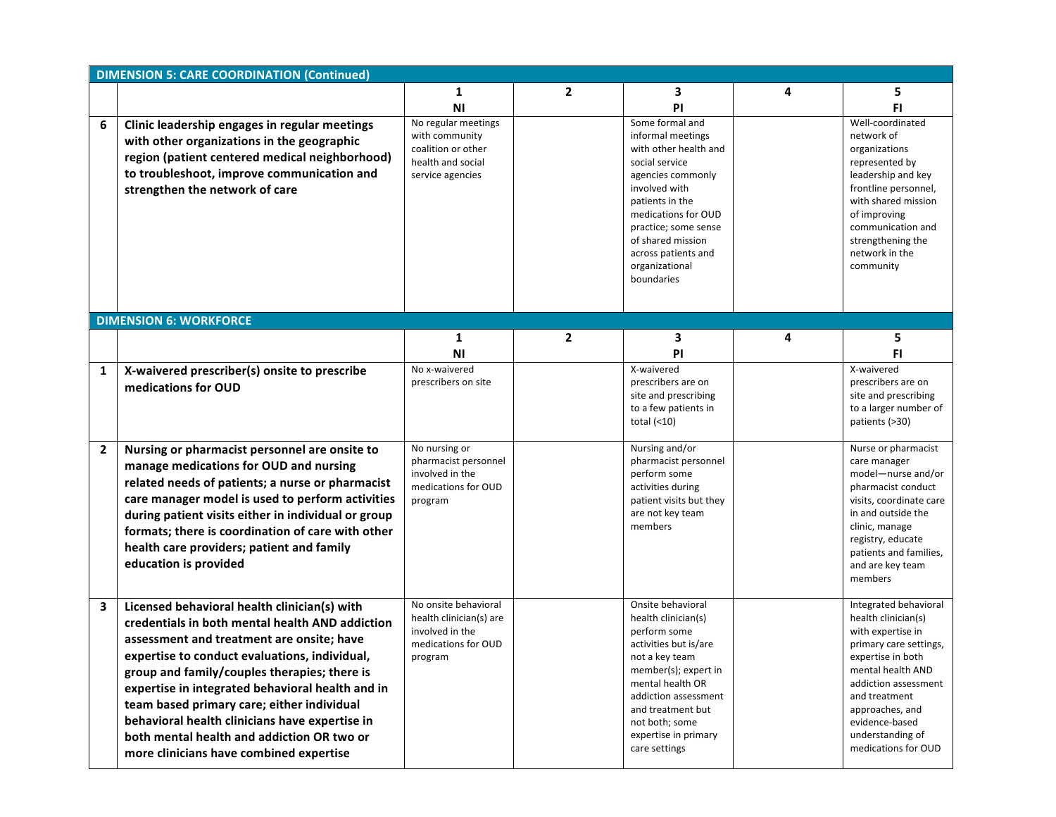| DIMENSION 5: CARE COORDINATION (Continued) | | | | | | |
|---|---|---|---|---|---|---|
| | | 1<br>NI | 2 | 3<br>PI | 4 | 5<br>FI |
| 6 | **Clinic leadership engages in regular meetings with other organizations in the geographic region (patient centered medical neighborhood) to troubleshoot, improve communication and strengthen the network of care** | No regular meetings with community coalition or other health and social service agencies | | Some formal and informal meetings with other health and social service agencies commonly involved with patients in the medications for OUD practice; some sense of shared mission across patients and organizational boundaries | | Well-coordinated network of organizations represented by leadership and key frontline personnel, with shared mission of improving communication and strengthening the network in the community |

| DIMENSION 6: WORKFORCE | | | | | | |
|---|---|---|---|---|---|---|
| | | 1<br>NI | 2 | 3<br>PI | 4 | 5<br>FI |
| 1 | **X-waivered prescriber(s) onsite to prescribe medications for OUD** | No x-waivered prescribers on site | | X-waivered prescribers are on site and prescribing to a few patients in total (<10) | | X-waivered prescribers are on site and prescribing to a larger number of patients (>30) |
| 2 | **Nursing or pharmacist personnel are onsite to manage medications for OUD and nursing related needs of patients; a nurse or pharmacist care manager model is used to perform activities during patient visits either in individual or group formats; there is coordination of care with other health care providers; patient and family education is provided** | No nursing or pharmacist personnel involved in the medications for OUD program | | Nursing and/or pharmacist personnel perform some activities during patient visits but they are not key team members | | Nurse or pharmacist care manager model—nurse and/or pharmacist conduct visits, coordinate care in and outside the clinic, manage registry, educate patients and families, and are key team members |
| 3 | **Licensed behavioral health clinician(s) with credentials in both mental health AND addiction assessment and treatment are onsite; have expertise to conduct evaluations, individual, group and family/couples therapies; there is expertise in integrated behavioral health and in team based primary care; either individual behavioral health clinicians have expertise in both mental health and addiction OR two or more clinicians have combined expertise** | No onsite behavioral health clinician(s) are involved in the medications for OUD program | | Onsite behavioral health clinician(s) perform some activities but is/are not a key team member(s); expert in mental health OR addiction assessment and treatment but not both; some expertise in primary care settings | | Integrated behavioral health clinician(s) with expertise in primary care settings, expertise in both mental health AND addiction assessment and treatment approaches, and evidence-based understanding of medications for OUD |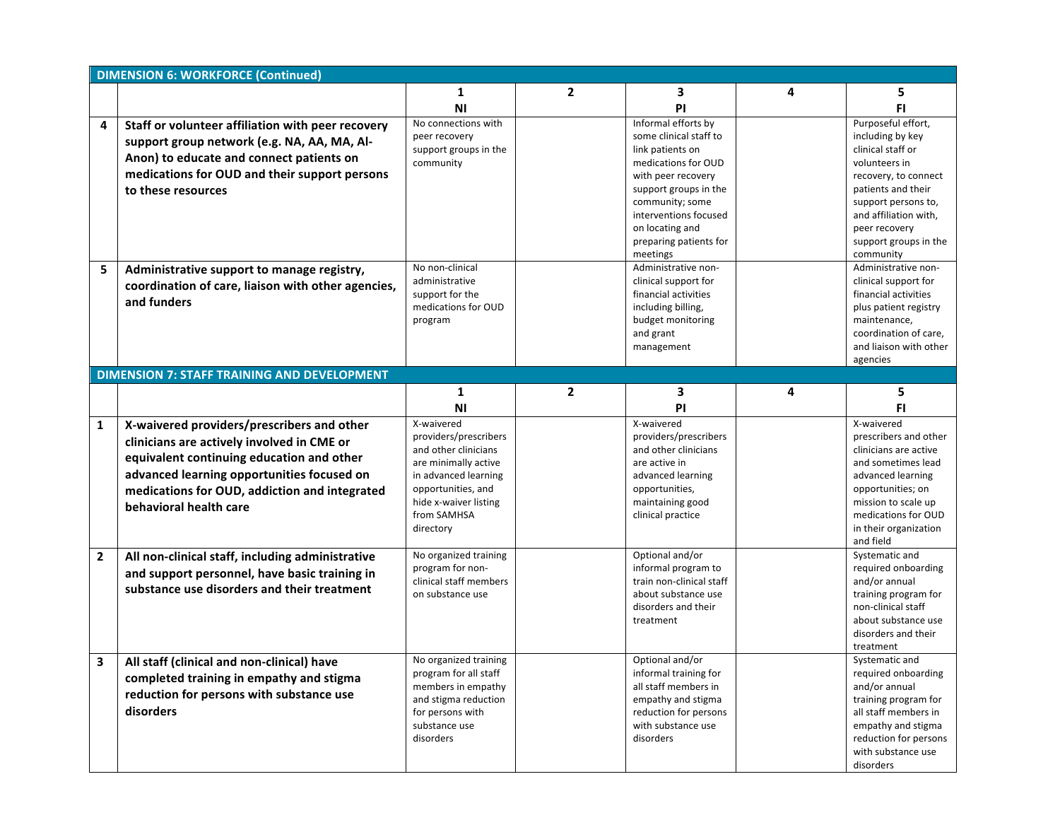| DIMENSION 6: WORKFORCE (Continued) | | | | | | |
|---|---|---|---|---|---|---|
| | | 1<br>NI | 2 | 3<br>PI | 4 | 5<br>FI |
| 4 | **Staff or volunteer affiliation with peer recovery support group network (e.g. NA, AA, MA, Al-Anon) to educate and connect patients on medications for OUD and their support persons to these resources** | No connections with peer recovery support groups in the community | | Informal efforts by some clinical staff to link patients on medications for OUD with peer recovery support groups in the community; some interventions focused on locating and preparing patients for meetings | | Purposeful effort, including by key clinical staff or volunteers in recovery, to connect patients and their support persons to, and affiliation with, peer recovery support groups in the community |
| 5 | **Administrative support to manage registry, coordination of care, liaison with other agencies, and funders** | No non-clinical administrative support for the medications for OUD program | | Administrative non-clinical support for financial activities including billing, budget monitoring and grant management | | Administrative non-clinical support for financial activities plus patient registry maintenance, coordination of care, and liaison with other agencies |

| DIMENSION 7: STAFF TRAINING AND DEVELOPMENT | | | | | | |
|---|---|---|---|---|---|---|
| | | 1<br>NI | 2 | 3<br>PI | 4 | 5<br>FI |
| 1 | **X-waivered providers/prescribers and other clinicians are actively involved in CME or equivalent continuing education and other advanced learning opportunities focused on medications for OUD, addiction and integrated behavioral health care** | X-waivered providers/prescribers and other clinicians are minimally active in advanced learning opportunities, and hide x-waiver listing from SAMHSA directory | | X-waivered providers/prescribers and other clinicians are active in advanced learning opportunities, maintaining good clinical practice | | X-waivered prescribers and other clinicians are active and sometimes lead advanced learning opportunities; on mission to scale up medications for OUD in their organization and field |
| 2 | **All non-clinical staff, including administrative and support personnel, have basic training in substance use disorders and their treatment** | No organized training program for non-clinical staff members on substance use | | Optional and/or informal program to train non-clinical staff about substance use disorders and their treatment | | Systematic and required onboarding and/or annual training program for non-clinical staff about substance use disorders and their treatment |
| 3 | **All staff (clinical and non-clinical) have completed training in empathy and stigma reduction for persons with substance use disorders** | No organized training program for all staff members in empathy and stigma reduction for persons with substance use disorders | | Optional and/or informal training for all staff members in empathy and stigma reduction for persons with substance use disorders | | Systematic and required onboarding and/or annual training program for all staff members in empathy and stigma reduction for persons with substance use disorders |